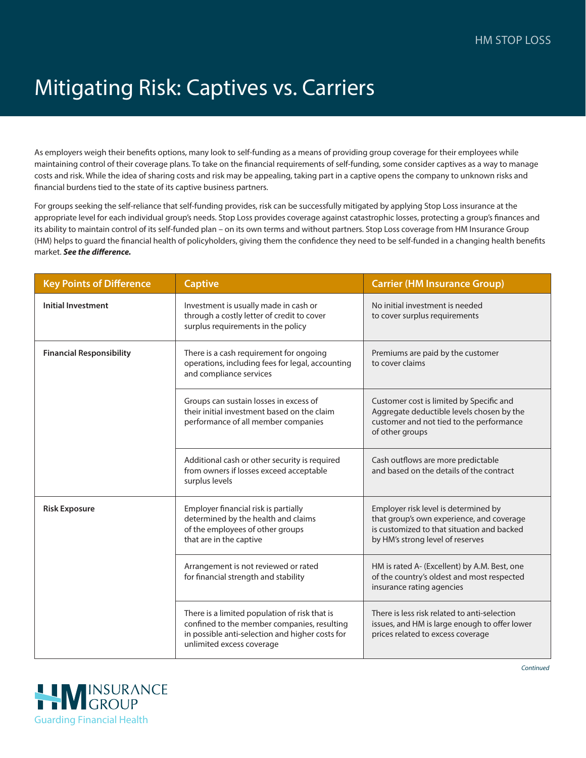# Mitigating Risk: Captives vs. Carriers

As employers weigh their benefits options, many look to self-funding as a means of providing group coverage for their employees while maintaining control of their coverage plans. To take on the financial requirements of self-funding, some consider captives as a way to manage costs and risk. While the idea of sharing costs and risk may be appealing, taking part in a captive opens the company to unknown risks and financial burdens tied to the state of its captive business partners.

For groups seeking the self-reliance that self-funding provides, risk can be successfully mitigated by applying Stop Loss insurance at the appropriate level for each individual group's needs. Stop Loss provides coverage against catastrophic losses, protecting a group's finances and its ability to maintain control of its self-funded plan – on its own terms and without partners. Stop Loss coverage from HM Insurance Group (HM) helps to guard the financial health of policyholders, giving them the confidence they need to be self-funded in a changing health benefits market. ***See the difference.***

| Key Points of Difference | Captive | Carrier (HM Insurance Group) |
|---|---|---|
| **Initial Investment** | Investment is usually made in cash or through a costly letter of credit to cover surplus requirements in the policy | No initial investment is needed to cover surplus requirements |
| **Financial Responsibility** | There is a cash requirement for ongoing operations, including fees for legal, accounting and compliance services | Premiums are paid by the customer to cover claims |
| | Groups can sustain losses in excess of their initial investment based on the claim performance of all member companies | Customer cost is limited by Specific and Aggregate deductible levels chosen by the customer and not tied to the performance of other groups |
| | Additional cash or other security is required from owners if losses exceed acceptable surplus levels | Cash outflows are more predictable and based on the details of the contract |
| **Risk Exposure** | Employer financial risk is partially determined by the health and claims of the employees of other groups that are in the captive | Employer risk level is determined by that group's own experience, and coverage is customized to that situation and backed by HM's strong level of reserves |
| | Arrangement is not reviewed or rated for financial strength and stability | HM is rated A- (Excellent) by A.M. Best, one of the country's oldest and most respected insurance rating agencies |
| | There is a limited population of risk that is confined to the member companies, resulting in possible anti-selection and higher costs for unlimited excess coverage | There is less risk related to anti-selection issues, and HM is large enough to offer lower prices related to excess coverage |

*Continued*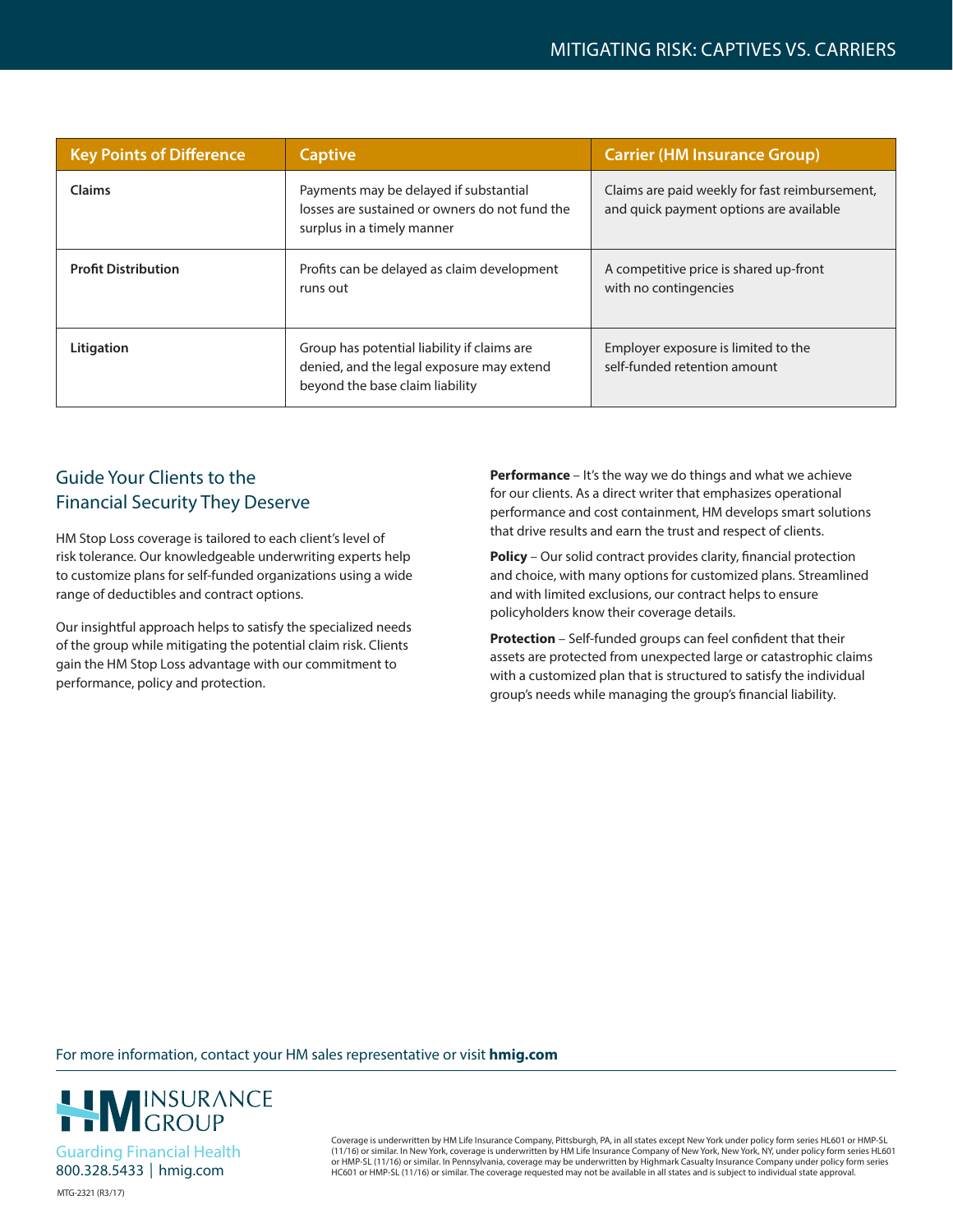| Key Points of Difference | Captive | Carrier (HM Insurance Group) |
|---|---|---|
| **Claims** | Payments may be delayed if substantial losses are sustained or owners do not fund the surplus in a timely manner | Claims are paid weekly for fast reimbursement, and quick payment options are available |
| **Profit Distribution** | Profits can be delayed as claim development runs out | A competitive price is shared up-front with no contingencies |
| **Litigation** | Group has potential liability if claims are denied, and the legal exposure may extend beyond the base claim liability | Employer exposure is limited to the self-funded retention amount |

## Guide Your Clients to the Financial Security They Deserve

HM Stop Loss coverage is tailored to each client's level of risk tolerance. Our knowledgeable underwriting experts help to customize plans for self-funded organizations using a wide range of deductibles and contract options.

Our insightful approach helps to satisfy the specialized needs of the group while mitigating the potential claim risk. Clients gain the HM Stop Loss advantage with our commitment to performance, policy and protection.

**Performance** – It's the way we do things and what we achieve for our clients. As a direct writer that emphasizes operational performance and cost containment, HM develops smart solutions that drive results and earn the trust and respect of clients.

**Policy** – Our solid contract provides clarity, financial protection and choice, with many options for customized plans. Streamlined and with limited exclusions, our contract helps to ensure policyholders know their coverage details.

**Protection** – Self-funded groups can feel confident that their assets are protected from unexpected large or catastrophic claims with a customized plan that is structured to satisfy the individual group's needs while managing the group's financial liability.

For more information, contact your HM sales representative or visit **hmig.com**

HM INSURANCE GROUP

Guarding Financial Health

800.328.5433 | hmig.com

Coverage is underwritten by HM Life Insurance Company, Pittsburgh, PA, in all states except New York under policy form series HL601 or HMP-SL (11/16) or similar. In New York, coverage is underwritten by HM Life Insurance Company of New York, New York, NY, under policy form series HL601 or HMP-SL (11/16) or similar. In Pennsylvania, coverage may be underwritten by Highmark Casualty Insurance Company under policy form series HC601 or HMP-SL (11/16) or similar. The coverage requested may not be available in all states and is subject to individual state approval.

MTG-2321 (R3/17)